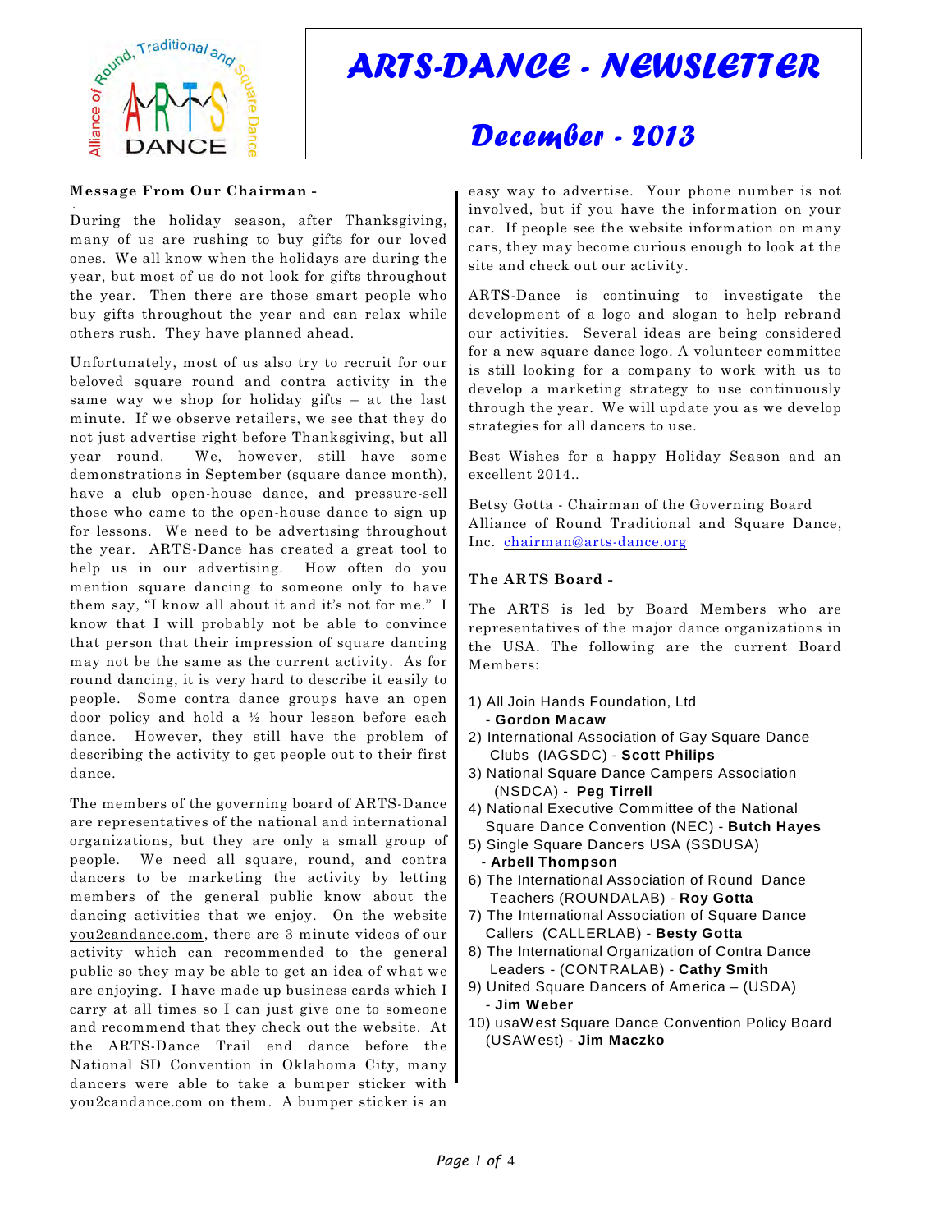# ARTS-DANCE - NEWSLETTER

## December - 2013

### Message From Our Chairman -

During the holiday season, after Thanksgiving, many of us are rushing to buy gifts for our loved ones. We all know when the holidays are during the year, but most of us do not look for gifts throughout the year. Then there are those smart people who buy gifts throughout the year and can relax while others rush. They have planned ahead.

Unfortunately, most of us also try to recruit for our beloved square round and contra activity in the same way we shop for holiday gifts – at the last minute. If we observe retailers, we see that they do not just advertise right before Thanksgiving, but all year round. We, however, still have some demonstrations in September (square dance month), have a club open-house dance, and pressure-sell those who came to the open-house dance to sign up for lessons. We need to be advertising throughout the year. ARTS-Dance has created a great tool to help us in our advertising. How often do you mention square dancing to someone only to have them say, "I know all about it and it's not for me." I know that I will probably not be able to convince that person that their impression of square dancing may not be the same as the current activity. As for round dancing, it is very hard to describe it easily to people. Some contra dance groups have an open door policy and hold a ½ hour lesson before each dance. However, they still have the problem of describing the activity to get people out to their first dance.

The members of the governing board of ARTS-Dance are representatives of the national and international organizations, but they are only a small group of people. We need all square, round, and contra dancers to be marketing the activity by letting members of the general public know about the dancing activities that we enjoy. On the website you2candance.com, there are 3 minute videos of our activity which can recommended to the general public so they may be able to get an idea of what we are enjoying. I have made up business cards which I carry at all times so I can just give one to someone and recommend that they check out the website. At the ARTS-Dance Trail end dance before the National SD Convention in Oklahoma City, many dancers were able to take a bumper sticker with you2candance.com on them. A bumper sticker is an easy way to advertise. Your phone number is not involved, but if you have the information on your car. If people see the website information on many cars, they may become curious enough to look at the site and check out our activity.

ARTS-Dance is continuing to investigate the development of a logo and slogan to help rebrand our activities. Several ideas are being considered for a new square dance logo. A volunteer committee is still looking for a company to work with us to develop a marketing strategy to use continuously through the year. We will update you as we develop strategies for all dancers to use.

Best Wishes for a happy Holiday Season and an excellent 2014..

Betsy Gotta - Chairman of the Governing Board
Alliance of Round Traditional and Square Dance, Inc. chairman@arts-dance.org

### The ARTS Board -

The ARTS is led by Board Members who are representatives of the major dance organizations in the USA. The following are the current Board Members:

1) All Join Hands Foundation, Ltd - **Gordon Macaw**
2) International Association of Gay Square Dance Clubs (IAGSDC) - **Scott Philips**
3) National Square Dance Campers Association (NSDCA) - **Peg Tirrell**
4) National Executive Committee of the National Square Dance Convention (NEC) - **Butch Hayes**
5) Single Square Dancers USA (SSDUSA) - **Arbell Thompson**
6) The International Association of Round Dance Teachers (ROUNDALAB) - **Roy Gotta**
7) The International Association of Square Dance Callers (CALLERLAB) - **Besty Gotta**
8) The International Organization of Contra Dance Leaders - (CONTRALAB) - **Cathy Smith**
9) United Square Dancers of America – (USDA) - **Jim Weber**
10) usaWest Square Dance Convention Policy Board (USAWest) - **Jim Maczko**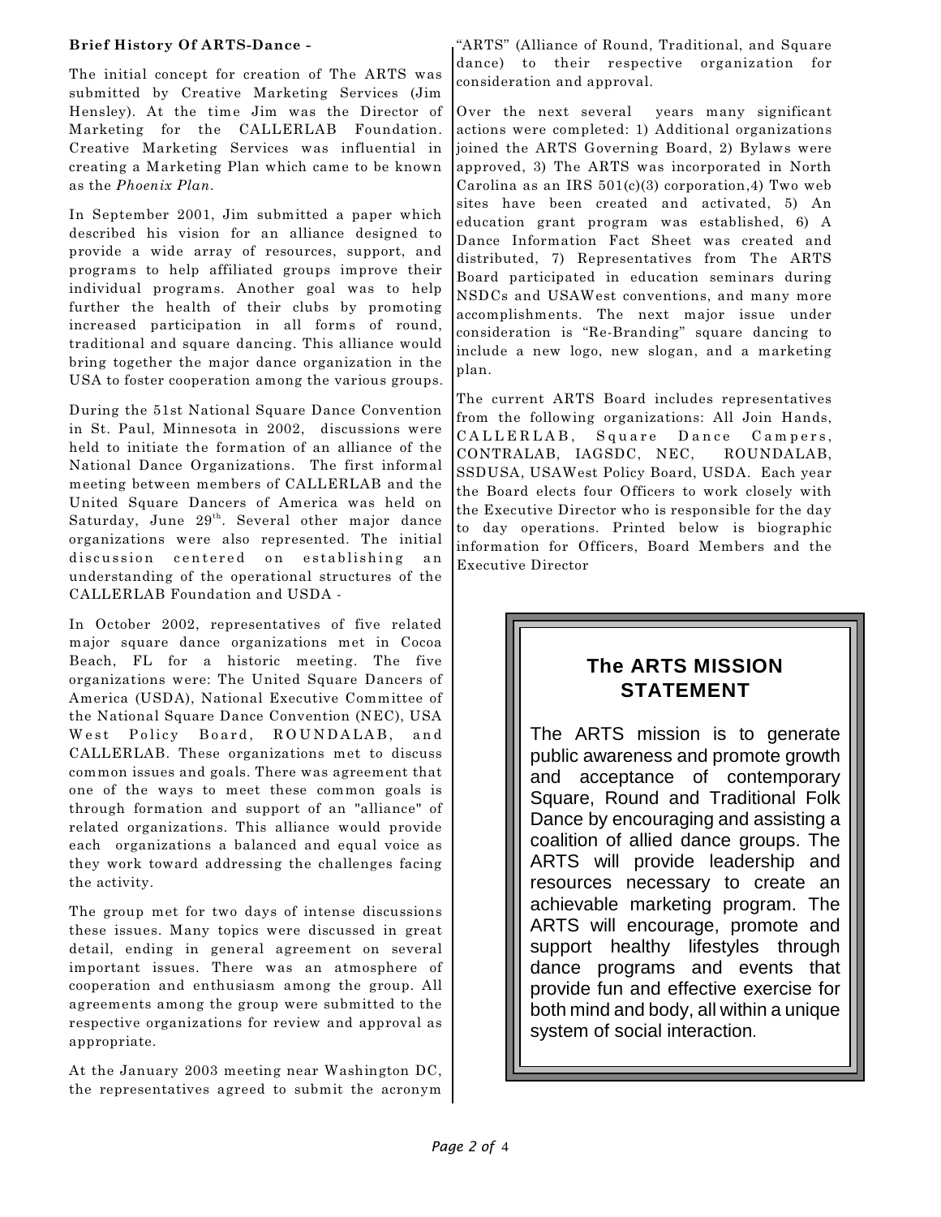**Brief History Of ARTS-Dance -**

The initial concept for creation of The ARTS was submitted by Creative Marketing Services (Jim Hensley). At the time Jim was the Director of Marketing for the CALLERLAB Foundation. Creative Marketing Services was influential in creating a Marketing Plan which came to be known as the *Phoenix Plan*.

In September 2001, Jim submitted a paper which described his vision for an alliance designed to provide a wide array of resources, support, and programs to help affiliated groups improve their individual programs. Another goal was to help further the health of their clubs by promoting increased participation in all forms of round, traditional and square dancing. This alliance would bring together the major dance organization in the USA to foster cooperation among the various groups.

During the 51st National Square Dance Convention in St. Paul, Minnesota in 2002, discussions were held to initiate the formation of an alliance of the National Dance Organizations. The first informal meeting between members of CALLERLAB and the United Square Dancers of America was held on Saturday, June 29th. Several other major dance organizations were also represented. The initial discussion centered on establishing an understanding of the operational structures of the CALLERLAB Foundation and USDA -

In October 2002, representatives of five related major square dance organizations met in Cocoa Beach, FL for a historic meeting. The five organizations were: The United Square Dancers of America (USDA), National Executive Committee of the National Square Dance Convention (NEC), USA West Policy Board, ROUNDALAB, and CALLERLAB. These organizations met to discuss common issues and goals. There was agreement that one of the ways to meet these common goals is through formation and support of an "alliance" of related organizations. This alliance would provide each organizations a balanced and equal voice as they work toward addressing the challenges facing the activity.

The group met for two days of intense discussions these issues. Many topics were discussed in great detail, ending in general agreement on several important issues. There was an atmosphere of cooperation and enthusiasm among the group. All agreements among the group were submitted to the respective organizations for review and approval as appropriate.

At the January 2003 meeting near Washington DC, the representatives agreed to submit the acronym "ARTS" (Alliance of Round, Traditional, and Square dance) to their respective organization for consideration and approval.

Over the next several years many significant actions were completed: 1) Additional organizations joined the ARTS Governing Board, 2) Bylaws were approved, 3) The ARTS was incorporated in North Carolina as an IRS 501(c)(3) corporation,4) Two web sites have been created and activated, 5) An education grant program was established, 6) A Dance Information Fact Sheet was created and distributed, 7) Representatives from The ARTS Board participated in education seminars during NSDCs and USAWest conventions, and many more accomplishments. The next major issue under consideration is "Re-Branding" square dancing to include a new logo, new slogan, and a marketing plan.

The current ARTS Board includes representatives from the following organizations: All Join Hands, CALLERLAB, Square Dance Campers, CONTRALAB, IAGSDC, NEC, ROUNDALAB, SSDUSA, USAWest Policy Board, USDA. Each year the Board elects four Officers to work closely with the Executive Director who is responsible for the day to day operations. Printed below is biographic information for Officers, Board Members and the Executive Director

## The ARTS MISSION STATEMENT

The ARTS mission is to generate public awareness and promote growth and acceptance of contemporary Square, Round and Traditional Folk Dance by encouraging and assisting a coalition of allied dance groups. The ARTS will provide leadership and resources necessary to create an achievable marketing program. The ARTS will encourage, promote and support healthy lifestyles through dance programs and events that provide fun and effective exercise for both mind and body, all within a unique system of social interaction.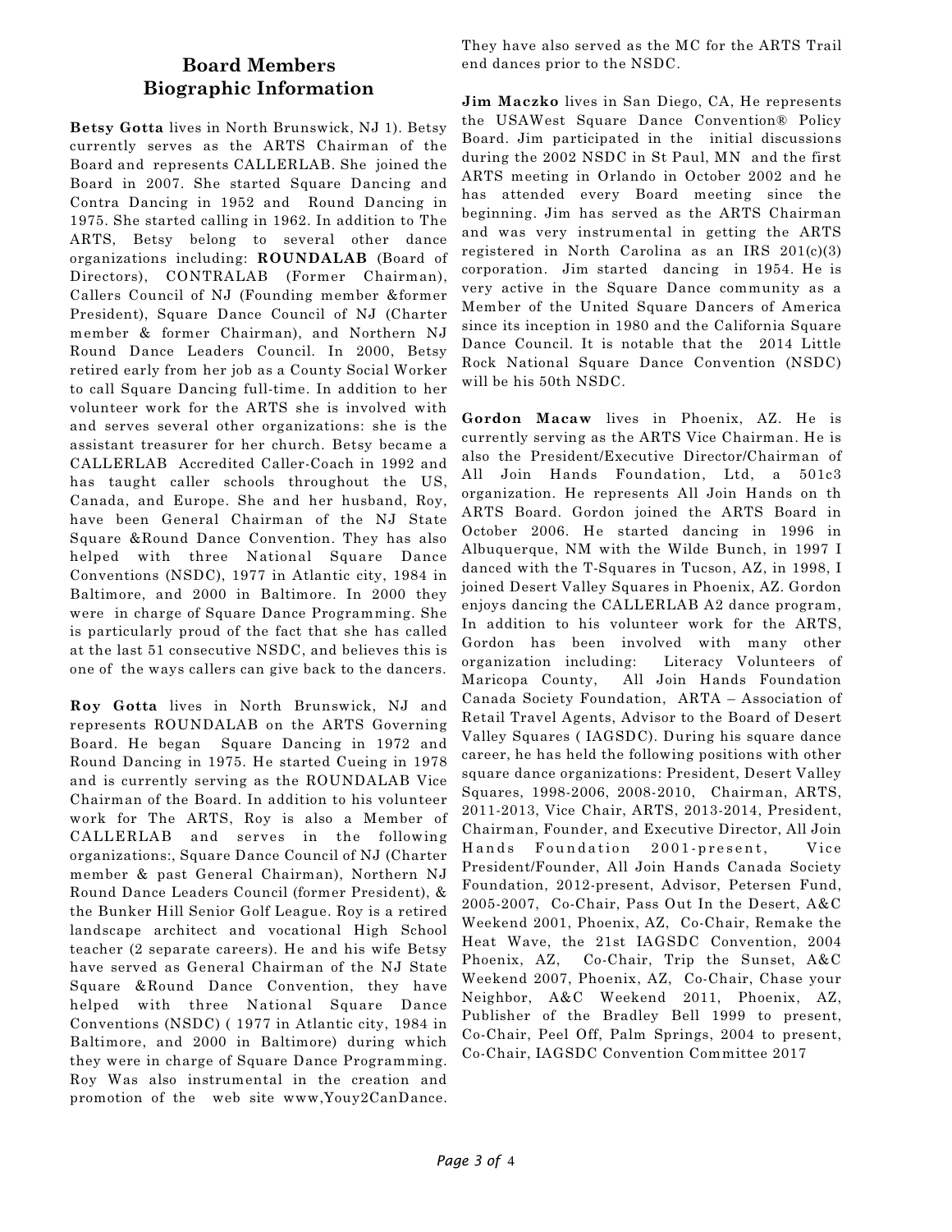# Board Members Biographic Information

**Betsy Gotta** lives in North Brunswick, NJ 1). Betsy currently serves as the ARTS Chairman of the Board and represents CALLERLAB. She joined the Board in 2007. She started Square Dancing and Contra Dancing in 1952 and Round Dancing in 1975. She started calling in 1962. In addition to The ARTS, Betsy belong to several other dance organizations including: **ROUNDALAB** (Board of Directors), CONTRALAB (Former Chairman), Callers Council of NJ (Founding member &former President), Square Dance Council of NJ (Charter member & former Chairman), and Northern NJ Round Dance Leaders Council. In 2000, Betsy retired early from her job as a County Social Worker to call Square Dancing full-time. In addition to her volunteer work for the ARTS she is involved with and serves several other organizations: she is the assistant treasurer for her church. Betsy became a CALLERLAB Accredited Caller-Coach in 1992 and has taught caller schools throughout the US, Canada, and Europe. She and her husband, Roy, have been General Chairman of the NJ State Square &Round Dance Convention. They has also helped with three National Square Dance Conventions (NSDC), 1977 in Atlantic city, 1984 in Baltimore, and 2000 in Baltimore. In 2000 they were in charge of Square Dance Programming. She is particularly proud of the fact that she has called at the last 51 consecutive NSDC, and believes this is one of the ways callers can give back to the dancers.

**Roy Gotta** lives in North Brunswick, NJ and represents ROUNDALAB on the ARTS Governing Board. He began Square Dancing in 1972 and Round Dancing in 1975. He started Cueing in 1978 and is currently serving as the ROUNDALAB Vice Chairman of the Board. In addition to his volunteer work for The ARTS, Roy is also a Member of CALLERLAB and serves in the following organizations:, Square Dance Council of NJ (Charter member & past General Chairman), Northern NJ Round Dance Leaders Council (former President), & the Bunker Hill Senior Golf League. Roy is a retired landscape architect and vocational High School teacher (2 separate careers). He and his wife Betsy have served as General Chairman of the NJ State Square &Round Dance Convention, they have helped with three National Square Dance Conventions (NSDC) ( 1977 in Atlantic city, 1984 in Baltimore, and 2000 in Baltimore) during which they were in charge of Square Dance Programming. Roy Was also instrumental in the creation and promotion of the web site www,Youy2CanDance. They have also served as the MC for the ARTS Trail end dances prior to the NSDC.

**Jim Maczko** lives in San Diego, CA, He represents the USAWest Square Dance Convention® Policy Board. Jim participated in the initial discussions during the 2002 NSDC in St Paul, MN and the first ARTS meeting in Orlando in October 2002 and he has attended every Board meeting since the beginning. Jim has served as the ARTS Chairman and was very instrumental in getting the ARTS registered in North Carolina as an IRS 201(c)(3) corporation. Jim started dancing in 1954. He is very active in the Square Dance community as a Member of the United Square Dancers of America since its inception in 1980 and the California Square Dance Council. It is notable that the 2014 Little Rock National Square Dance Convention (NSDC) will be his 50th NSDC.

**Gordon Macaw** lives in Phoenix, AZ. He is currently serving as the ARTS Vice Chairman. He is also the President/Executive Director/Chairman of All Join Hands Foundation, Ltd, a 501c3 organization. He represents All Join Hands on th ARTS Board. Gordon joined the ARTS Board in October 2006. He started dancing in 1996 in Albuquerque, NM with the Wilde Bunch, in 1997 I danced with the T-Squares in Tucson, AZ, in 1998, I joined Desert Valley Squares in Phoenix, AZ. Gordon enjoys dancing the CALLERLAB A2 dance program, In addition to his volunteer work for the ARTS, Gordon has been involved with many other organization including: Literacy Volunteers of Maricopa County, All Join Hands Foundation Canada Society Foundation, ARTA – Association of Retail Travel Agents, Advisor to the Board of Desert Valley Squares ( IAGSDC). During his square dance career, he has held the following positions with other square dance organizations: President, Desert Valley Squares, 1998-2006, 2008-2010, Chairman, ARTS, 2011-2013, Vice Chair, ARTS, 2013-2014, President, Chairman, Founder, and Executive Director, All Join Hands Foundation 2001-present, Vice President/Founder, All Join Hands Canada Society Foundation, 2012-present, Advisor, Petersen Fund, 2005-2007, Co-Chair, Pass Out In the Desert, A&C Weekend 2001, Phoenix, AZ, Co-Chair, Remake the Heat Wave, the 21st IAGSDC Convention, 2004 Phoenix, AZ, Co-Chair, Trip the Sunset, A&C Weekend 2007, Phoenix, AZ, Co-Chair, Chase your Neighbor, A&C Weekend 2011, Phoenix, AZ, Publisher of the Bradley Bell 1999 to present, Co-Chair, Peel Off, Palm Springs, 2004 to present, Co-Chair, IAGSDC Convention Committee 2017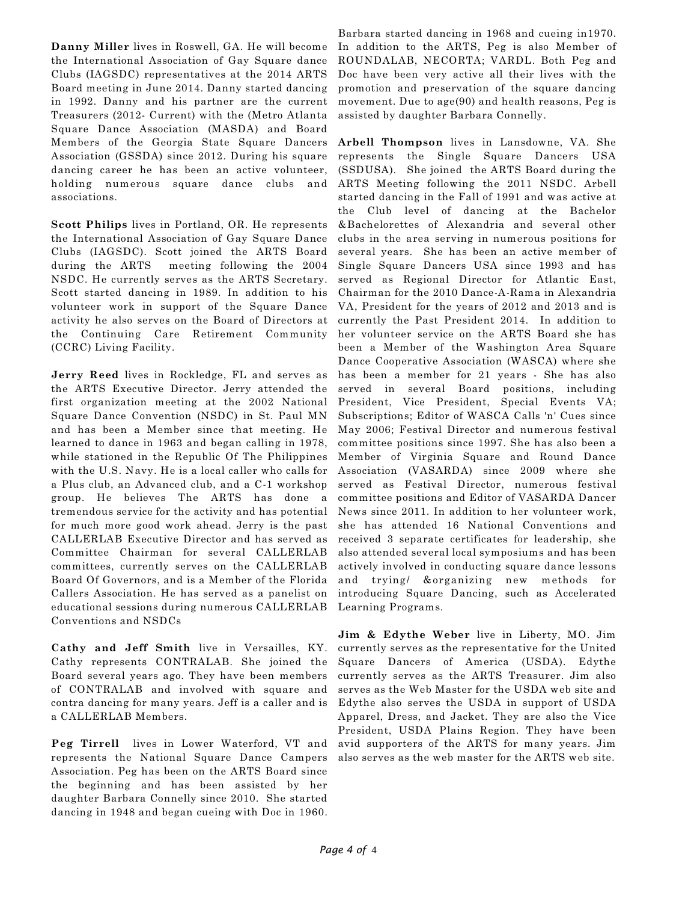**Danny Miller** lives in Roswell, GA. He will become the International Association of Gay Square dance Clubs (IAGSDC) representatives at the 2014 ARTS Board meeting in June 2014. Danny started dancing in 1992. Danny and his partner are the current Treasurers (2012- Current) with the (Metro Atlanta Square Dance Association (MASDA) and Board Members of the Georgia State Square Dancers Association (GSSDA) since 2012. During his square dancing career he has been an active volunteer, holding numerous square dance clubs and associations.

**Scott Philips** lives in Portland, OR. He represents the International Association of Gay Square Dance Clubs (IAGSDC). Scott joined the ARTS Board during the ARTS meeting following the 2004 NSDC. He currently serves as the ARTS Secretary. Scott started dancing in 1989. In addition to his volunteer work in support of the Square Dance activity he also serves on the Board of Directors at the Continuing Care Retirement Community (CCRC) Living Facility.

**Jerry Reed** lives in Rockledge, FL and serves as the ARTS Executive Director. Jerry attended the first organization meeting at the 2002 National Square Dance Convention (NSDC) in St. Paul MN and has been a Member since that meeting. He learned to dance in 1963 and began calling in 1978, while stationed in the Republic Of The Philippines with the U.S. Navy. He is a local caller who calls for a Plus club, an Advanced club, and a C-1 workshop group. He believes The ARTS has done a tremendous service for the activity and has potential for much more good work ahead. Jerry is the past CALLERLAB Executive Director and has served as Committee Chairman for several CALLERLAB committees, currently serves on the CALLERLAB Board Of Governors, and is a Member of the Florida Callers Association. He has served as a panelist on educational sessions during numerous CALLERLAB Conventions and NSDCs

**Cathy and Jeff Smith** live in Versailles, KY. Cathy represents CONTRALAB. She joined the Board several years ago. They have been members of CONTRALAB and involved with square and contra dancing for many years. Jeff is a caller and is a CALLERLAB Members.

**Peg Tirrell** lives in Lower Waterford, VT and represents the National Square Dance Campers Association. Peg has been on the ARTS Board since the beginning and has been assisted by her daughter Barbara Connelly since 2010. She started dancing in 1948 and began cueing with Doc in 1960. Barbara started dancing in 1968 and cueing in1970. In addition to the ARTS, Peg is also Member of ROUNDALAB, NECORTA; VARDL. Both Peg and Doc have been very active all their lives with the promotion and preservation of the square dancing movement. Due to age(90) and health reasons, Peg is assisted by daughter Barbara Connelly.

**Arbell Thompson** lives in Lansdowne, VA. She represents the Single Square Dancers USA (SSDUSA). She joined the ARTS Board during the ARTS Meeting following the 2011 NSDC. Arbell started dancing in the Fall of 1991 and was active at the Club level of dancing at the Bachelor &Bachelorettes of Alexandria and several other clubs in the area serving in numerous positions for several years. She has been an active member of Single Square Dancers USA since 1993 and has served as Regional Director for Atlantic East, Chairman for the 2010 Dance-A-Rama in Alexandria VA, President for the years of 2012 and 2013 and is currently the Past President 2014. In addition to her volunteer service on the ARTS Board she has been a Member of the Washington Area Square Dance Cooperative Association (WASCA) where she has been a member for 21 years - She has also served in several Board positions, including President, Vice President, Special Events VA; Subscriptions; Editor of WASCA Calls 'n' Cues since May 2006; Festival Director and numerous festival committee positions since 1997. She has also been a Member of Virginia Square and Round Dance Association (VASARDA) since 2009 where she served as Festival Director, numerous festival committee positions and Editor of VASARDA Dancer News since 2011. In addition to her volunteer work, she has attended 16 National Conventions and received 3 separate certificates for leadership, she also attended several local symposiums and has been actively involved in conducting square dance lessons and trying/ &organizing new methods for introducing Square Dancing, such as Accelerated Learning Programs.

**Jim & Edythe Weber** live in Liberty, MO. Jim currently serves as the representative for the United Square Dancers of America (USDA). Edythe currently serves as the ARTS Treasurer. Jim also serves as the Web Master for the USDA web site and Edythe also serves the USDA in support of USDA Apparel, Dress, and Jacket. They are also the Vice President, USDA Plains Region. They have been avid supporters of the ARTS for many years. Jim also serves as the web master for the ARTS web site.